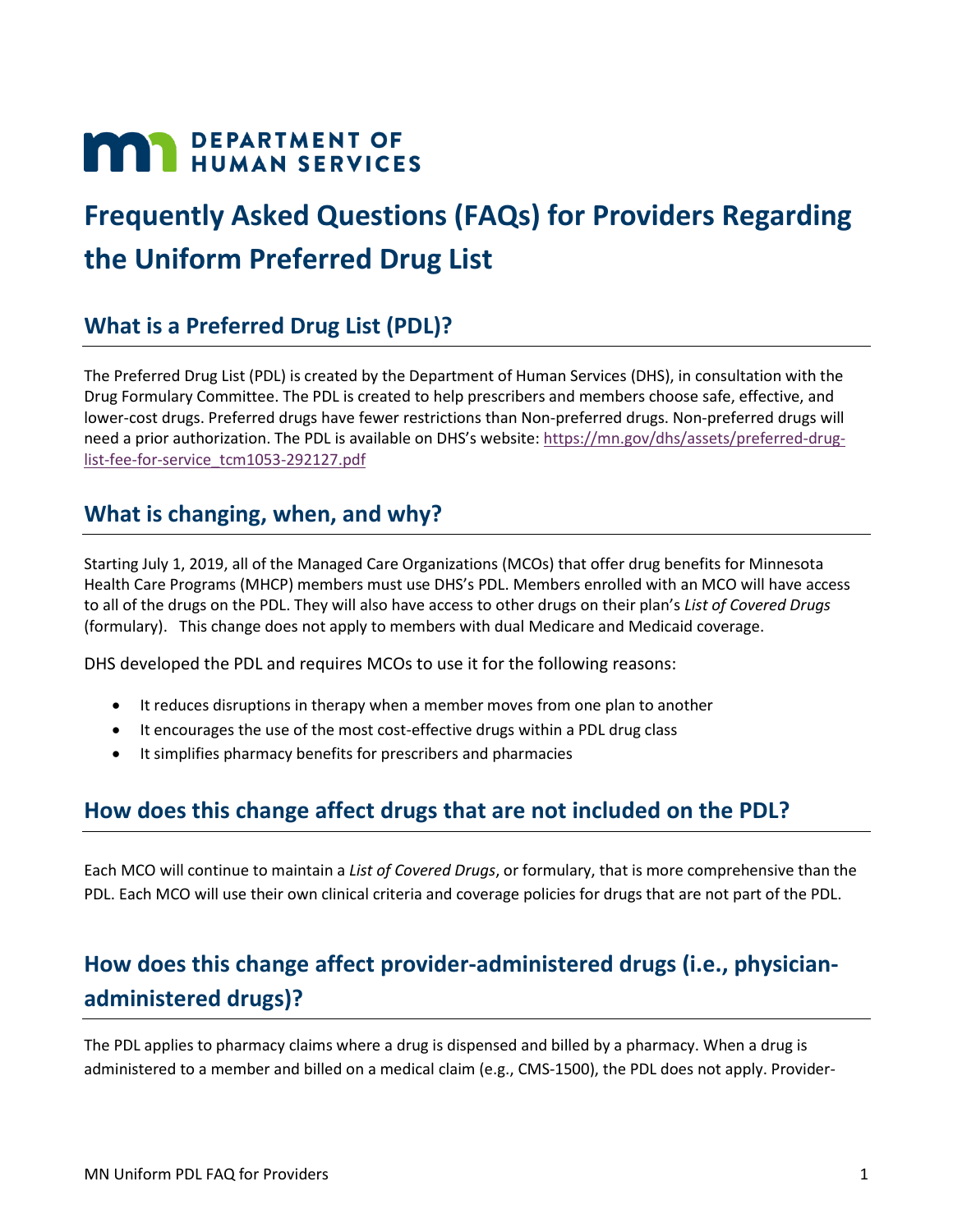# DEPARTMENT OF HUMAN SERVICES

# Frequently Asked Questions (FAQs) for Providers Regarding the Uniform Preferred Drug List

## What is a Preferred Drug List (PDL)?

The Preferred Drug List (PDL) is created by the Department of Human Services (DHS), in consultation with the Drug Formulary Committee. The PDL is created to help prescribers and members choose safe, effective, and lower-cost drugs. Preferred drugs have fewer restrictions than Non-preferred drugs. Non-preferred drugs will need a prior authorization. The PDL is available on DHS's website: https://mn.gov/dhs/assets/preferred-drug-list-fee-for-service_tcm1053-292127.pdf

## What is changing, when, and why?

Starting July 1, 2019, all of the Managed Care Organizations (MCOs) that offer drug benefits for Minnesota Health Care Programs (MHCP) members must use DHS's PDL. Members enrolled with an MCO will have access to all of the drugs on the PDL. They will also have access to other drugs on their plan's *List of Covered Drugs* (formulary). This change does not apply to members with dual Medicare and Medicaid coverage.

DHS developed the PDL and requires MCOs to use it for the following reasons:

- It reduces disruptions in therapy when a member moves from one plan to another
- It encourages the use of the most cost-effective drugs within a PDL drug class
- It simplifies pharmacy benefits for prescribers and pharmacies

## How does this change affect drugs that are not included on the PDL?

Each MCO will continue to maintain a *List of Covered Drugs*, or formulary, that is more comprehensive than the PDL. Each MCO will use their own clinical criteria and coverage policies for drugs that are not part of the PDL.

## How does this change affect provider-administered drugs (i.e., physician-administered drugs)?

The PDL applies to pharmacy claims where a drug is dispensed and billed by a pharmacy. When a drug is administered to a member and billed on a medical claim (e.g., CMS-1500), the PDL does not apply. Provider-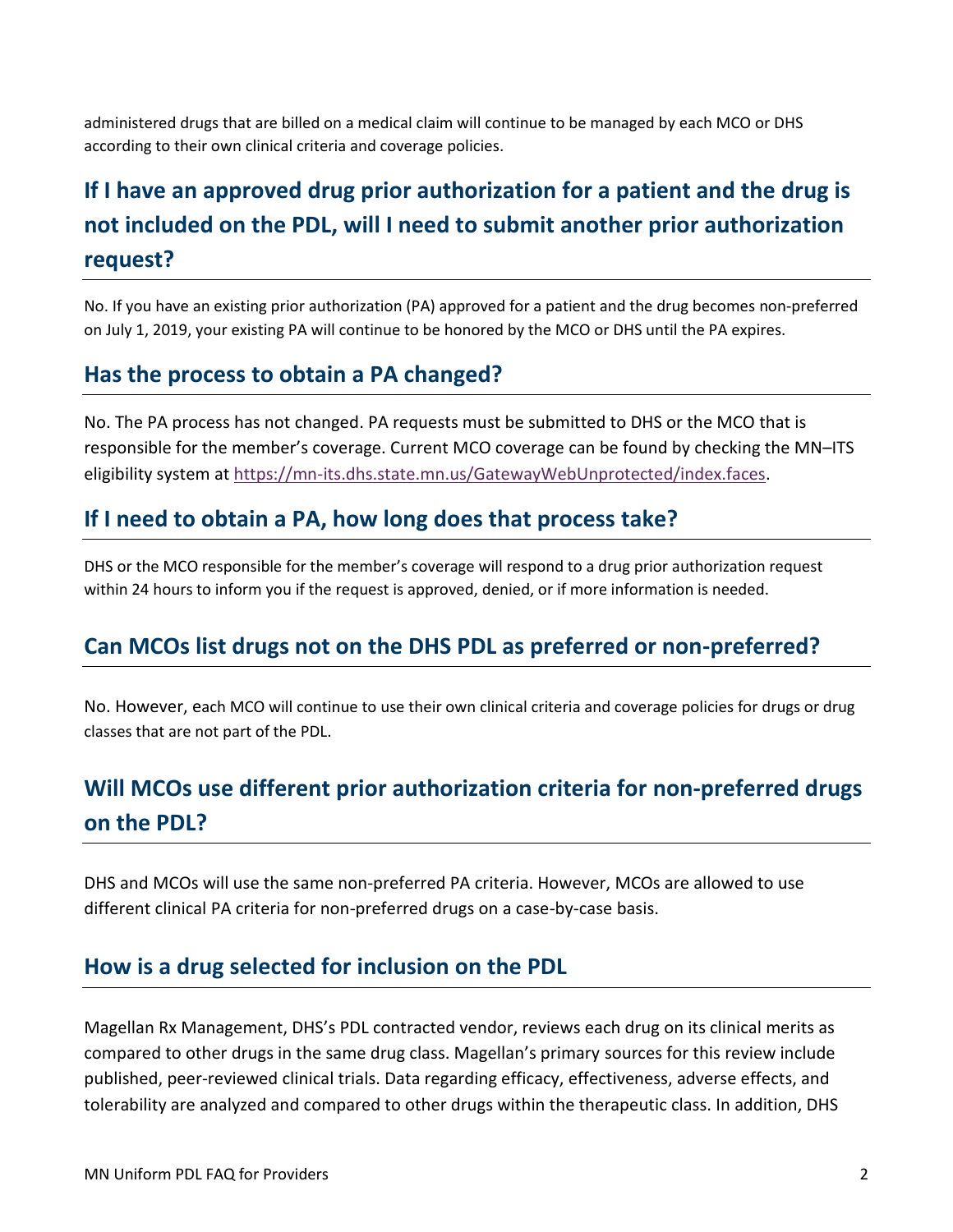administered drugs that are billed on a medical claim will continue to be managed by each MCO or DHS according to their own clinical criteria and coverage policies.

## If I have an approved drug prior authorization for a patient and the drug is not included on the PDL, will I need to submit another prior authorization request?

No. If you have an existing prior authorization (PA) approved for a patient and the drug becomes non-preferred on July 1, 2019, your existing PA will continue to be honored by the MCO or DHS until the PA expires.

## Has the process to obtain a PA changed?

No. The PA process has not changed. PA requests must be submitted to DHS or the MCO that is responsible for the member's coverage. Current MCO coverage can be found by checking the MN–ITS eligibility system at https://mn-its.dhs.state.mn.us/GatewayWebUnprotected/index.faces.

## If I need to obtain a PA, how long does that process take?

DHS or the MCO responsible for the member's coverage will respond to a drug prior authorization request within 24 hours to inform you if the request is approved, denied, or if more information is needed.

## Can MCOs list drugs not on the DHS PDL as preferred or non-preferred?

No. However, each MCO will continue to use their own clinical criteria and coverage policies for drugs or drug classes that are not part of the PDL.

## Will MCOs use different prior authorization criteria for non-preferred drugs on the PDL?

DHS and MCOs will use the same non-preferred PA criteria. However, MCOs are allowed to use different clinical PA criteria for non-preferred drugs on a case-by-case basis.

## How is a drug selected for inclusion on the PDL

Magellan Rx Management, DHS's PDL contracted vendor, reviews each drug on its clinical merits as compared to other drugs in the same drug class. Magellan's primary sources for this review include published, peer-reviewed clinical trials. Data regarding efficacy, effectiveness, adverse effects, and tolerability are analyzed and compared to other drugs within the therapeutic class. In addition, DHS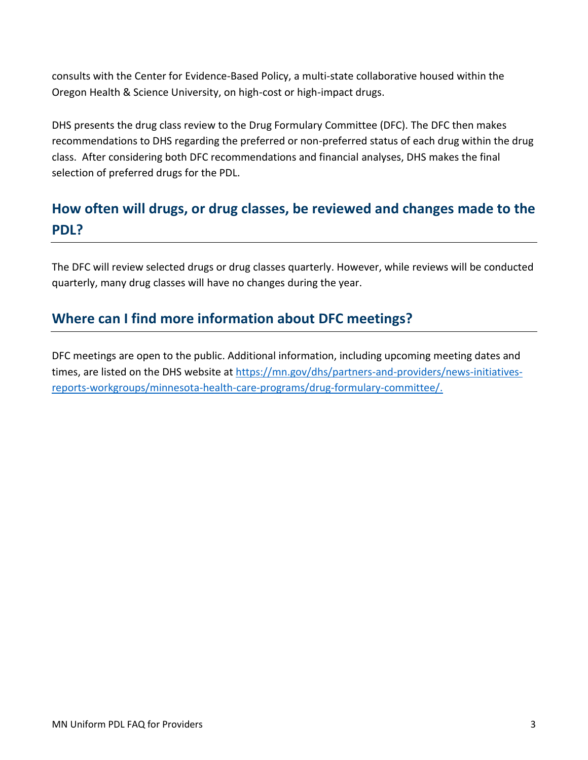consults with the Center for Evidence-Based Policy, a multi-state collaborative housed within the Oregon Health & Science University, on high-cost or high-impact drugs.

DHS presents the drug class review to the Drug Formulary Committee (DFC). The DFC then makes recommendations to DHS regarding the preferred or non-preferred status of each drug within the drug class. After considering both DFC recommendations and financial analyses, DHS makes the final selection of preferred drugs for the PDL.

## How often will drugs, or drug classes, be reviewed and changes made to the PDL?

The DFC will review selected drugs or drug classes quarterly. However, while reviews will be conducted quarterly, many drug classes will have no changes during the year.

## Where can I find more information about DFC meetings?

DFC meetings are open to the public. Additional information, including upcoming meeting dates and times, are listed on the DHS website at [https://mn.gov/dhs/partners-and-providers/news-initiatives-reports-workgroups/minnesota-health-care-programs/drug-formulary-committee/.](https://mn.gov/dhs/partners-and-providers/news-initiatives-reports-workgroups/minnesota-health-care-programs/drug-formulary-committee/)